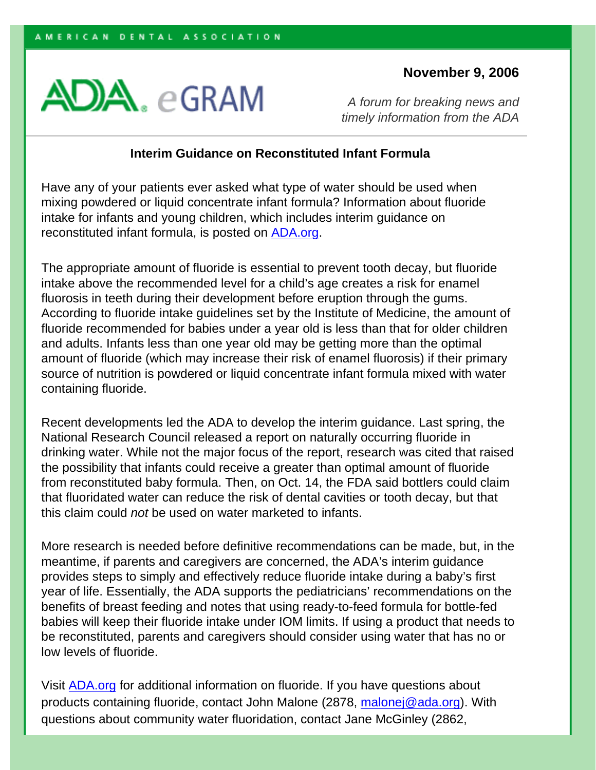AMERICAN DENTAL ASSOCIATION

# ADA. eGRAM

**November 9, 2006**

*A forum for breaking news and timely information from the ADA*

## Interim Guidance on Reconstituted Infant Formula

Have any of your patients ever asked what type of water should be used when mixing powdered or liquid concentrate infant formula? Information about fluoride intake for infants and young children, which includes interim guidance on reconstituted infant formula, is posted on [ADA.org](ADA.org).

The appropriate amount of fluoride is essential to prevent tooth decay, but fluoride intake above the recommended level for a child's age creates a risk for enamel fluorosis in teeth during their development before eruption through the gums. According to fluoride intake guidelines set by the Institute of Medicine, the amount of fluoride recommended for babies under a year old is less than that for older children and adults. Infants less than one year old may be getting more than the optimal amount of fluoride (which may increase their risk of enamel fluorosis) if their primary source of nutrition is powdered or liquid concentrate infant formula mixed with water containing fluoride.

Recent developments led the ADA to develop the interim guidance. Last spring, the National Research Council released a report on naturally occurring fluoride in drinking water. While not the major focus of the report, research was cited that raised the possibility that infants could receive a greater than optimal amount of fluoride from reconstituted baby formula. Then, on Oct. 14, the FDA said bottlers could claim that fluoridated water can reduce the risk of dental cavities or tooth decay, but that this claim could *not* be used on water marketed to infants.

More research is needed before definitive recommendations can be made, but, in the meantime, if parents and caregivers are concerned, the ADA's interim guidance provides steps to simply and effectively reduce fluoride intake during a baby's first year of life. Essentially, the ADA supports the pediatricians' recommendations on the benefits of breast feeding and notes that using ready-to-feed formula for bottle-fed babies will keep their fluoride intake under IOM limits. If using a product that needs to be reconstituted, parents and caregivers should consider using water that has no or low levels of fluoride.

Visit [ADA.org](ADA.org) for additional information on fluoride. If you have questions about products containing fluoride, contact John Malone (2878, malonej@ada.org). With questions about community water fluoridation, contact Jane McGinley (2862,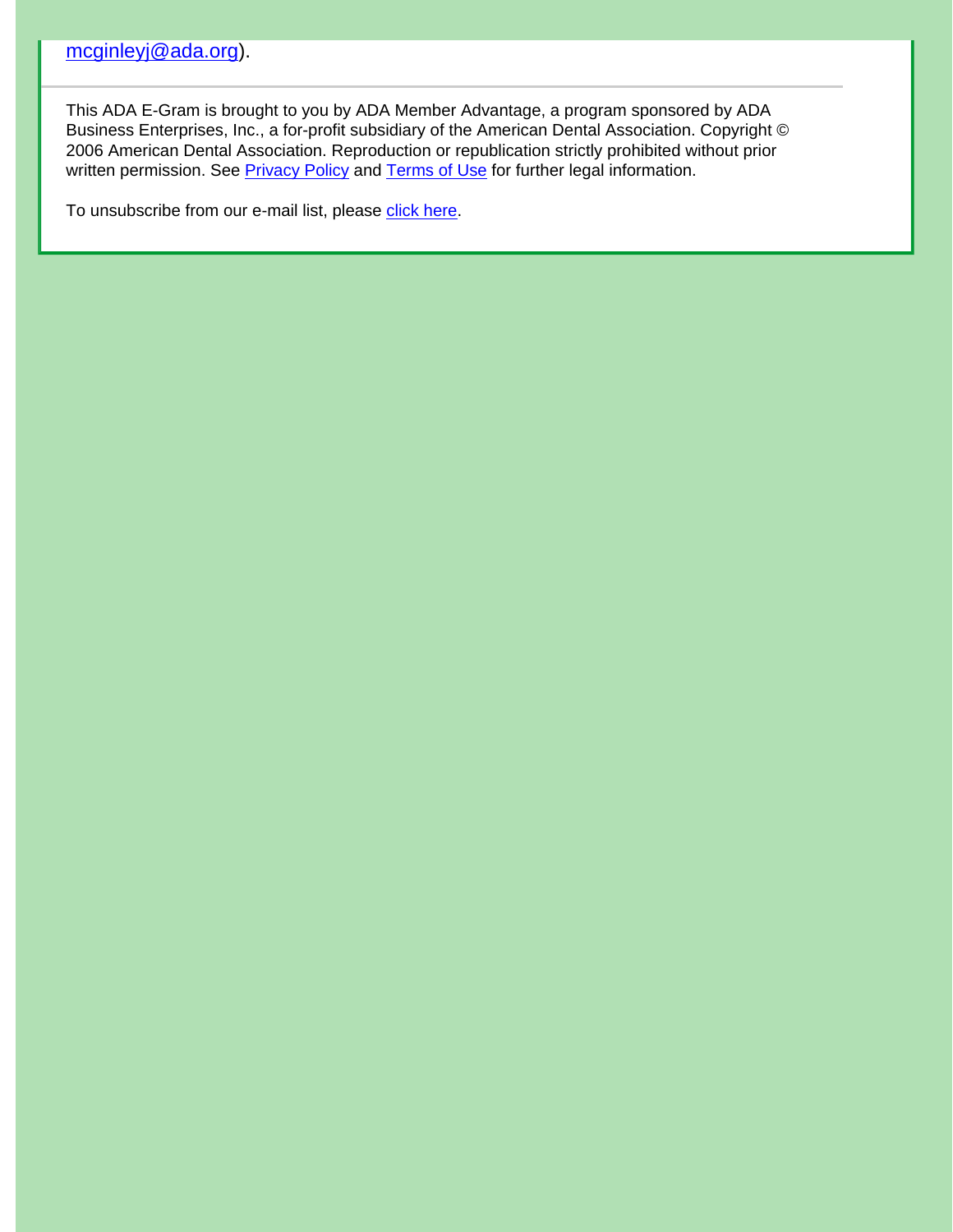mcginleyj@ada.org).

---

This ADA E-Gram is brought to you by ADA Member Advantage, a program sponsored by ADA Business Enterprises, Inc., a for-profit subsidiary of the American Dental Association. Copyright © 2006 American Dental Association. Reproduction or republication strictly prohibited without prior written permission. See Privacy Policy and Terms of Use for further legal information.

To unsubscribe from our e-mail list, please click here.